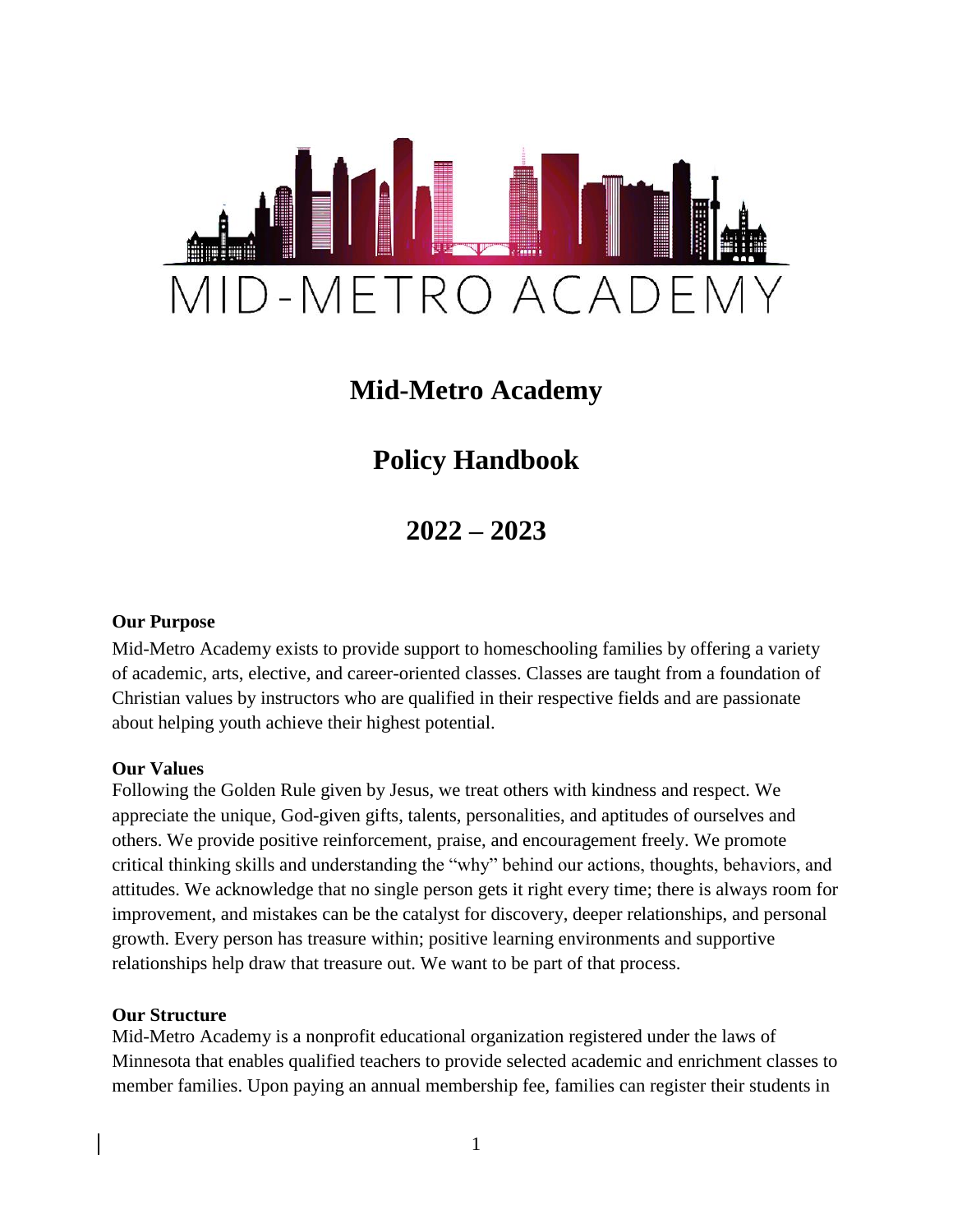# Mid-Metro Academy

# Policy Handbook

# 2022 – 2023

**Our Purpose**

Mid-Metro Academy exists to provide support to homeschooling families by offering a variety of academic, arts, elective, and career-oriented classes. Classes are taught from a foundation of Christian values by instructors who are qualified in their respective fields and are passionate about helping youth achieve their highest potential.

**Our Values**

Following the Golden Rule given by Jesus, we treat others with kindness and respect. We appreciate the unique, God-given gifts, talents, personalities, and aptitudes of ourselves and others. We provide positive reinforcement, praise, and encouragement freely. We promote critical thinking skills and understanding the "why" behind our actions, thoughts, behaviors, and attitudes. We acknowledge that no single person gets it right every time; there is always room for improvement, and mistakes can be the catalyst for discovery, deeper relationships, and personal growth. Every person has treasure within; positive learning environments and supportive relationships help draw that treasure out. We want to be part of that process.

**Our Structure**

Mid-Metro Academy is a nonprofit educational organization registered under the laws of Minnesota that enables qualified teachers to provide selected academic and enrichment classes to member families. Upon paying an annual membership fee, families can register their students in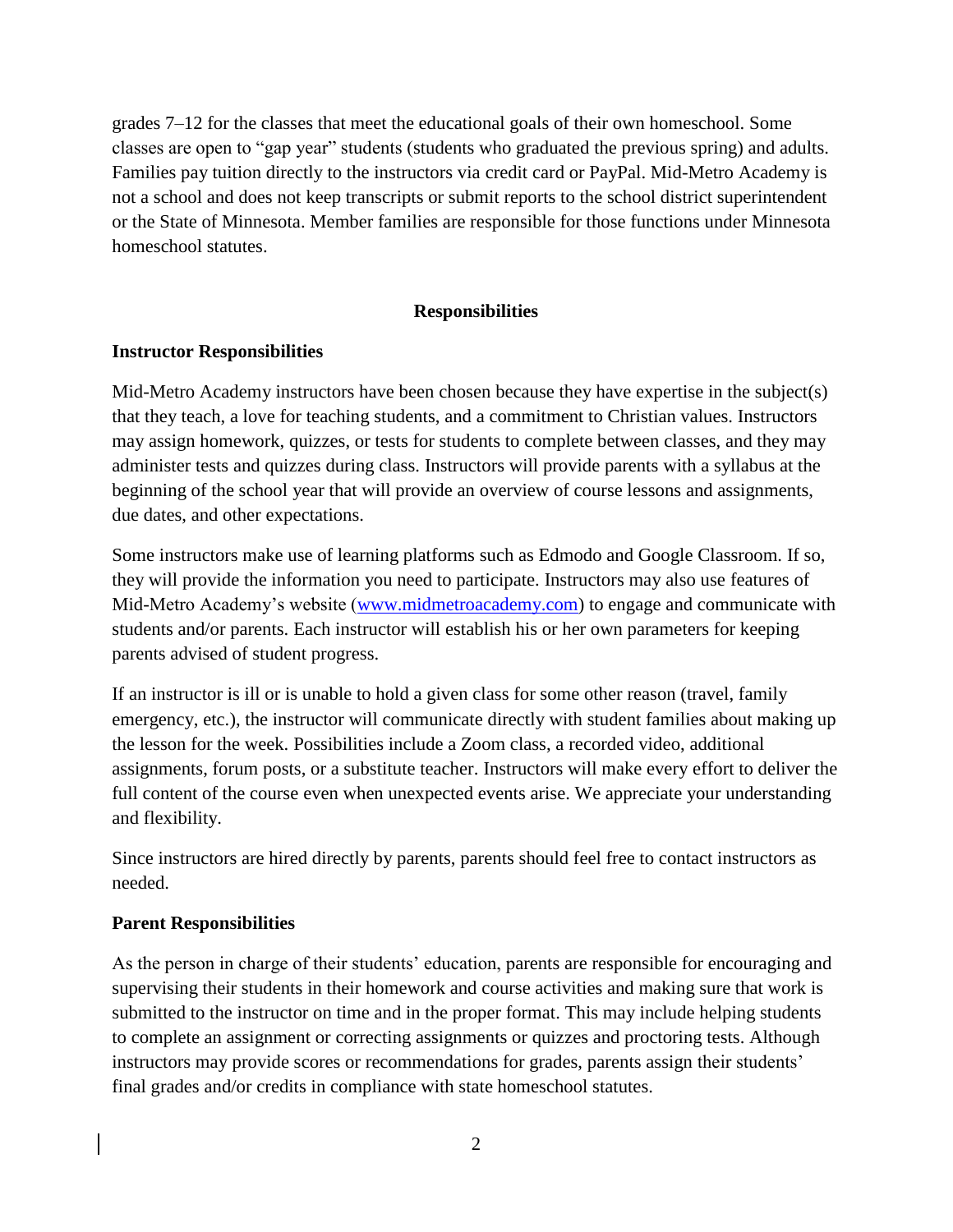grades 7–12 for the classes that meet the educational goals of their own homeschool. Some classes are open to "gap year" students (students who graduated the previous spring) and adults. Families pay tuition directly to the instructors via credit card or PayPal. Mid-Metro Academy is not a school and does not keep transcripts or submit reports to the school district superintendent or the State of Minnesota. Member families are responsible for those functions under Minnesota homeschool statutes.

## Responsibilities

### Instructor Responsibilities

Mid-Metro Academy instructors have been chosen because they have expertise in the subject(s) that they teach, a love for teaching students, and a commitment to Christian values. Instructors may assign homework, quizzes, or tests for students to complete between classes, and they may administer tests and quizzes during class. Instructors will provide parents with a syllabus at the beginning of the school year that will provide an overview of course lessons and assignments, due dates, and other expectations.

Some instructors make use of learning platforms such as Edmodo and Google Classroom. If so, they will provide the information you need to participate. Instructors may also use features of Mid-Metro Academy's website ([www.midmetroacademy.com](http://www.midmetroacademy.com)) to engage and communicate with students and/or parents. Each instructor will establish his or her own parameters for keeping parents advised of student progress.

If an instructor is ill or is unable to hold a given class for some other reason (travel, family emergency, etc.), the instructor will communicate directly with student families about making up the lesson for the week. Possibilities include a Zoom class, a recorded video, additional assignments, forum posts, or a substitute teacher. Instructors will make every effort to deliver the full content of the course even when unexpected events arise. We appreciate your understanding and flexibility.

Since instructors are hired directly by parents, parents should feel free to contact instructors as needed.

### Parent Responsibilities

As the person in charge of their students' education, parents are responsible for encouraging and supervising their students in their homework and course activities and making sure that work is submitted to the instructor on time and in the proper format. This may include helping students to complete an assignment or correcting assignments or quizzes and proctoring tests. Although instructors may provide scores or recommendations for grades, parents assign their students' final grades and/or credits in compliance with state homeschool statutes.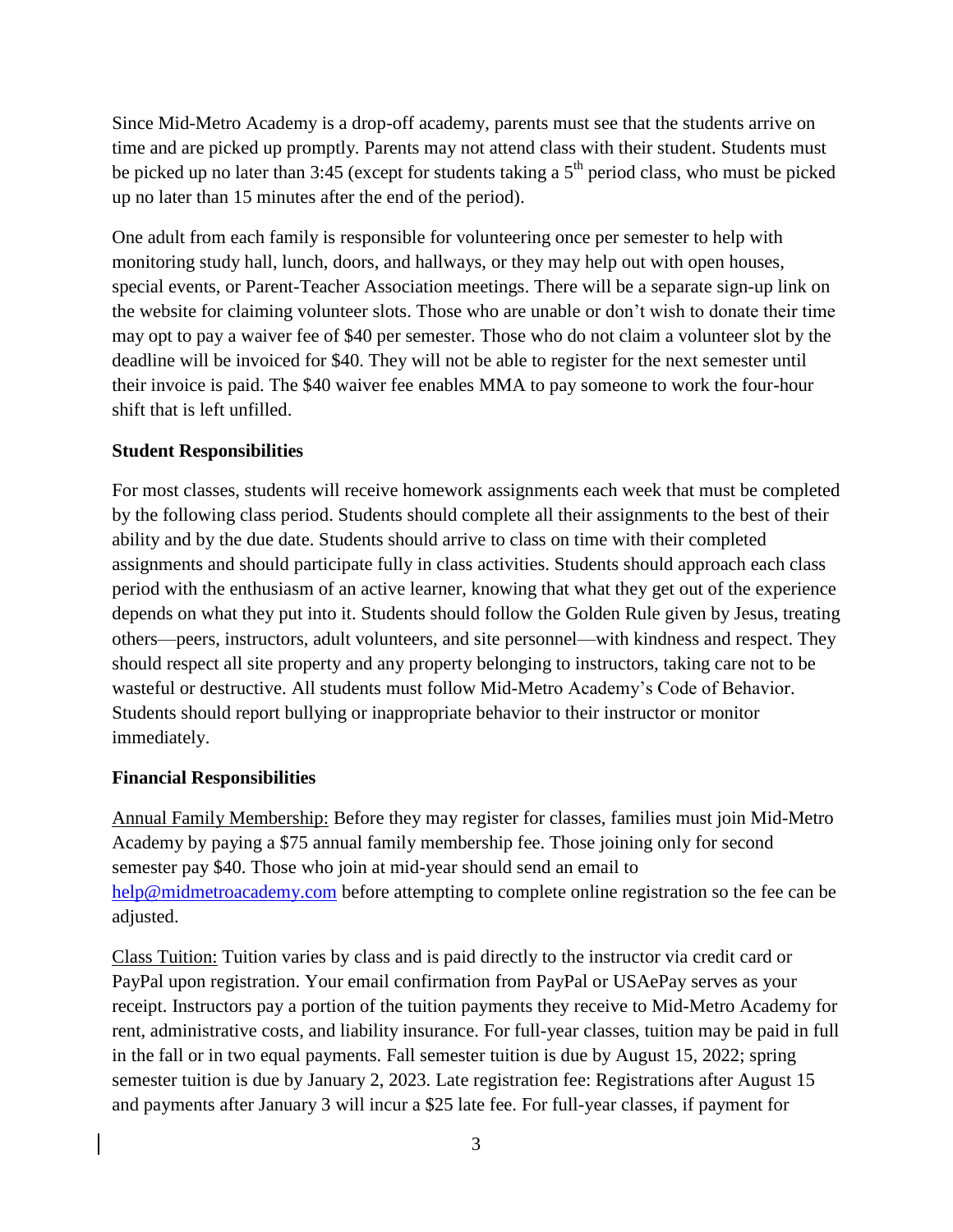Since Mid-Metro Academy is a drop-off academy, parents must see that the students arrive on time and are picked up promptly. Parents may not attend class with their student. Students must be picked up no later than 3:45 (except for students taking a 5th period class, who must be picked up no later than 15 minutes after the end of the period).

One adult from each family is responsible for volunteering once per semester to help with monitoring study hall, lunch, doors, and hallways, or they may help out with open houses, special events, or Parent-Teacher Association meetings. There will be a separate sign-up link on the website for claiming volunteer slots. Those who are unable or don't wish to donate their time may opt to pay a waiver fee of $40 per semester. Those who do not claim a volunteer slot by the deadline will be invoiced for $40. They will not be able to register for the next semester until their invoice is paid. The $40 waiver fee enables MMA to pay someone to work the four-hour shift that is left unfilled.

**Student Responsibilities**

For most classes, students will receive homework assignments each week that must be completed by the following class period. Students should complete all their assignments to the best of their ability and by the due date. Students should arrive to class on time with their completed assignments and should participate fully in class activities. Students should approach each class period with the enthusiasm of an active learner, knowing that what they get out of the experience depends on what they put into it. Students should follow the Golden Rule given by Jesus, treating others—peers, instructors, adult volunteers, and site personnel—with kindness and respect. They should respect all site property and any property belonging to instructors, taking care not to be wasteful or destructive. All students must follow Mid-Metro Academy's Code of Behavior. Students should report bullying or inappropriate behavior to their instructor or monitor immediately.

**Financial Responsibilities**

Annual Family Membership: Before they may register for classes, families must join Mid-Metro Academy by paying a $75 annual family membership fee. Those joining only for second semester pay $40. Those who join at mid-year should send an email to help@midmetroacademy.com before attempting to complete online registration so the fee can be adjusted.

Class Tuition: Tuition varies by class and is paid directly to the instructor via credit card or PayPal upon registration. Your email confirmation from PayPal or USAePay serves as your receipt. Instructors pay a portion of the tuition payments they receive to Mid-Metro Academy for rent, administrative costs, and liability insurance. For full-year classes, tuition may be paid in full in the fall or in two equal payments. Fall semester tuition is due by August 15, 2022; spring semester tuition is due by January 2, 2023. Late registration fee: Registrations after August 15 and payments after January 3 will incur a $25 late fee. For full-year classes, if payment for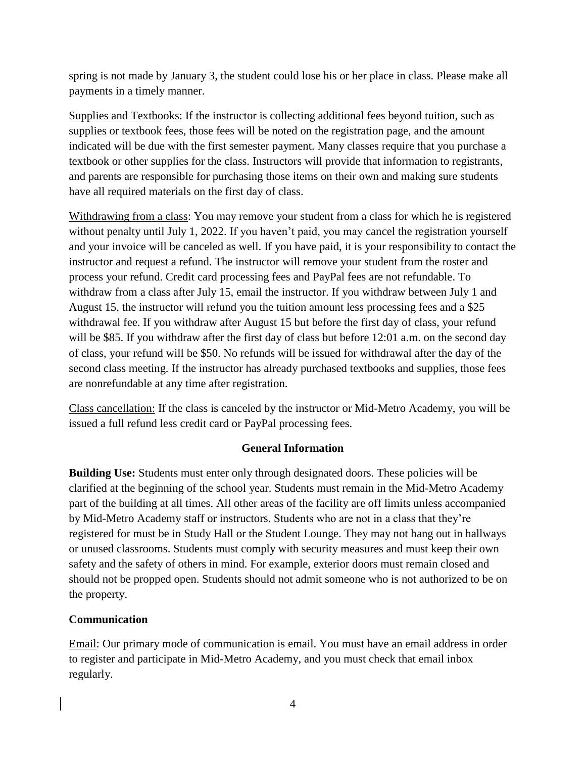spring is not made by January 3, the student could lose his or her place in class. Please make all payments in a timely manner.

Supplies and Textbooks: If the instructor is collecting additional fees beyond tuition, such as supplies or textbook fees, those fees will be noted on the registration page, and the amount indicated will be due with the first semester payment. Many classes require that you purchase a textbook or other supplies for the class. Instructors will provide that information to registrants, and parents are responsible for purchasing those items on their own and making sure students have all required materials on the first day of class.

Withdrawing from a class: You may remove your student from a class for which he is registered without penalty until July 1, 2022. If you haven't paid, you may cancel the registration yourself and your invoice will be canceled as well. If you have paid, it is your responsibility to contact the instructor and request a refund. The instructor will remove your student from the roster and process your refund. Credit card processing fees and PayPal fees are not refundable. To withdraw from a class after July 15, email the instructor. If you withdraw between July 1 and August 15, the instructor will refund you the tuition amount less processing fees and a $25 withdrawal fee. If you withdraw after August 15 but before the first day of class, your refund will be $85. If you withdraw after the first day of class but before 12:01 a.m. on the second day of class, your refund will be $50. No refunds will be issued for withdrawal after the day of the second class meeting. If the instructor has already purchased textbooks and supplies, those fees are nonrefundable at any time after registration.

Class cancellation: If the class is canceled by the instructor or Mid-Metro Academy, you will be issued a full refund less credit card or PayPal processing fees.

## General Information

**Building Use:** Students must enter only through designated doors. These policies will be clarified at the beginning of the school year. Students must remain in the Mid-Metro Academy part of the building at all times. All other areas of the facility are off limits unless accompanied by Mid-Metro Academy staff or instructors. Students who are not in a class that they're registered for must be in Study Hall or the Student Lounge. They may not hang out in hallways or unused classrooms. Students must comply with security measures and must keep their own safety and the safety of others in mind. For example, exterior doors must remain closed and should not be propped open. Students should not admit someone who is not authorized to be on the property.

**Communication**

Email: Our primary mode of communication is email. You must have an email address in order to register and participate in Mid-Metro Academy, and you must check that email inbox regularly.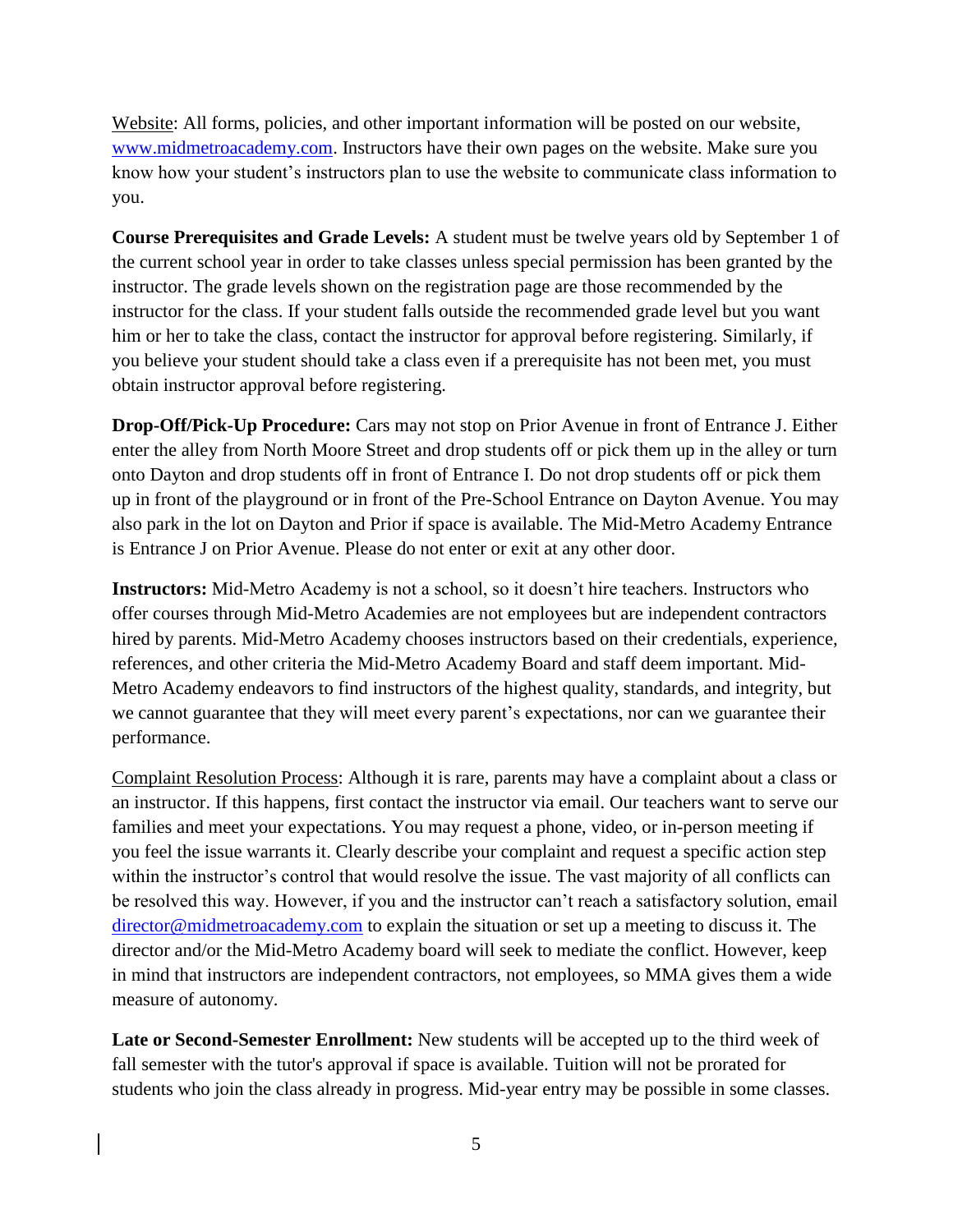Website: All forms, policies, and other important information will be posted on our website, www.midmetroacademy.com. Instructors have their own pages on the website. Make sure you know how your student's instructors plan to use the website to communicate class information to you.

**Course Prerequisites and Grade Levels:** A student must be twelve years old by September 1 of the current school year in order to take classes unless special permission has been granted by the instructor. The grade levels shown on the registration page are those recommended by the instructor for the class. If your student falls outside the recommended grade level but you want him or her to take the class, contact the instructor for approval before registering. Similarly, if you believe your student should take a class even if a prerequisite has not been met, you must obtain instructor approval before registering.

**Drop-Off/Pick-Up Procedure:** Cars may not stop on Prior Avenue in front of Entrance J. Either enter the alley from North Moore Street and drop students off or pick them up in the alley or turn onto Dayton and drop students off in front of Entrance I. Do not drop students off or pick them up in front of the playground or in front of the Pre-School Entrance on Dayton Avenue. You may also park in the lot on Dayton and Prior if space is available. The Mid-Metro Academy Entrance is Entrance J on Prior Avenue. Please do not enter or exit at any other door.

**Instructors:** Mid-Metro Academy is not a school, so it doesn't hire teachers. Instructors who offer courses through Mid-Metro Academies are not employees but are independent contractors hired by parents. Mid-Metro Academy chooses instructors based on their credentials, experience, references, and other criteria the Mid-Metro Academy Board and staff deem important. Mid-Metro Academy endeavors to find instructors of the highest quality, standards, and integrity, but we cannot guarantee that they will meet every parent's expectations, nor can we guarantee their performance.

Complaint Resolution Process: Although it is rare, parents may have a complaint about a class or an instructor. If this happens, first contact the instructor via email. Our teachers want to serve our families and meet your expectations. You may request a phone, video, or in-person meeting if you feel the issue warrants it. Clearly describe your complaint and request a specific action step within the instructor's control that would resolve the issue. The vast majority of all conflicts can be resolved this way. However, if you and the instructor can't reach a satisfactory solution, email director@midmetroacademy.com to explain the situation or set up a meeting to discuss it. The director and/or the Mid-Metro Academy board will seek to mediate the conflict. However, keep in mind that instructors are independent contractors, not employees, so MMA gives them a wide measure of autonomy.

**Late or Second-Semester Enrollment:** New students will be accepted up to the third week of fall semester with the tutor's approval if space is available. Tuition will not be prorated for students who join the class already in progress. Mid-year entry may be possible in some classes.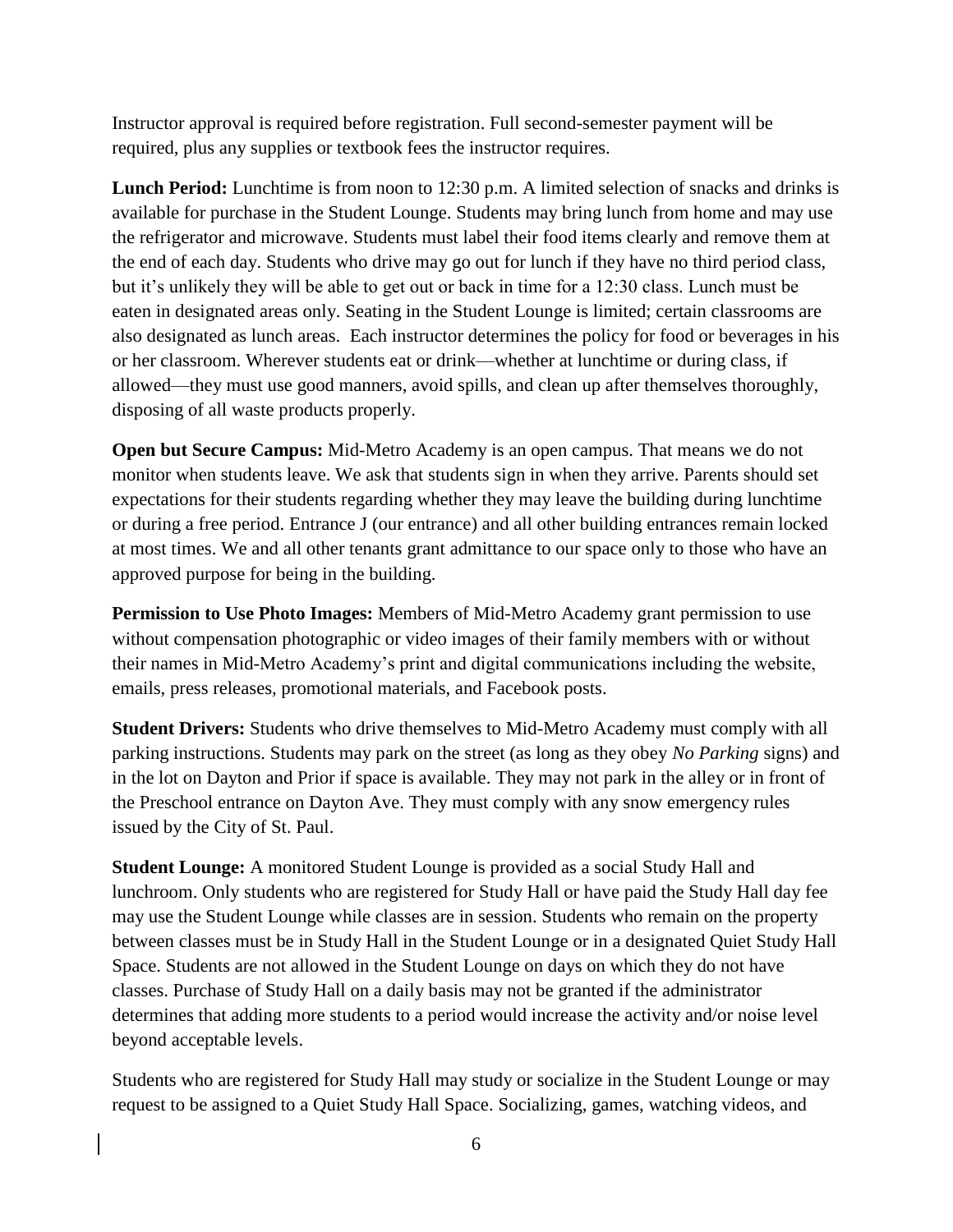Instructor approval is required before registration. Full second-semester payment will be required, plus any supplies or textbook fees the instructor requires.

**Lunch Period:** Lunchtime is from noon to 12:30 p.m. A limited selection of snacks and drinks is available for purchase in the Student Lounge. Students may bring lunch from home and may use the refrigerator and microwave. Students must label their food items clearly and remove them at the end of each day. Students who drive may go out for lunch if they have no third period class, but it's unlikely they will be able to get out or back in time for a 12:30 class. Lunch must be eaten in designated areas only. Seating in the Student Lounge is limited; certain classrooms are also designated as lunch areas. Each instructor determines the policy for food or beverages in his or her classroom. Wherever students eat or drink—whether at lunchtime or during class, if allowed—they must use good manners, avoid spills, and clean up after themselves thoroughly, disposing of all waste products properly.

**Open but Secure Campus:** Mid-Metro Academy is an open campus. That means we do not monitor when students leave. We ask that students sign in when they arrive. Parents should set expectations for their students regarding whether they may leave the building during lunchtime or during a free period. Entrance J (our entrance) and all other building entrances remain locked at most times. We and all other tenants grant admittance to our space only to those who have an approved purpose for being in the building.

**Permission to Use Photo Images:** Members of Mid-Metro Academy grant permission to use without compensation photographic or video images of their family members with or without their names in Mid-Metro Academy's print and digital communications including the website, emails, press releases, promotional materials, and Facebook posts.

**Student Drivers:** Students who drive themselves to Mid-Metro Academy must comply with all parking instructions. Students may park on the street (as long as they obey *No Parking* signs) and in the lot on Dayton and Prior if space is available. They may not park in the alley or in front of the Preschool entrance on Dayton Ave. They must comply with any snow emergency rules issued by the City of St. Paul.

**Student Lounge:** A monitored Student Lounge is provided as a social Study Hall and lunchroom. Only students who are registered for Study Hall or have paid the Study Hall day fee may use the Student Lounge while classes are in session. Students who remain on the property between classes must be in Study Hall in the Student Lounge or in a designated Quiet Study Hall Space. Students are not allowed in the Student Lounge on days on which they do not have classes. Purchase of Study Hall on a daily basis may not be granted if the administrator determines that adding more students to a period would increase the activity and/or noise level beyond acceptable levels.

Students who are registered for Study Hall may study or socialize in the Student Lounge or may request to be assigned to a Quiet Study Hall Space. Socializing, games, watching videos, and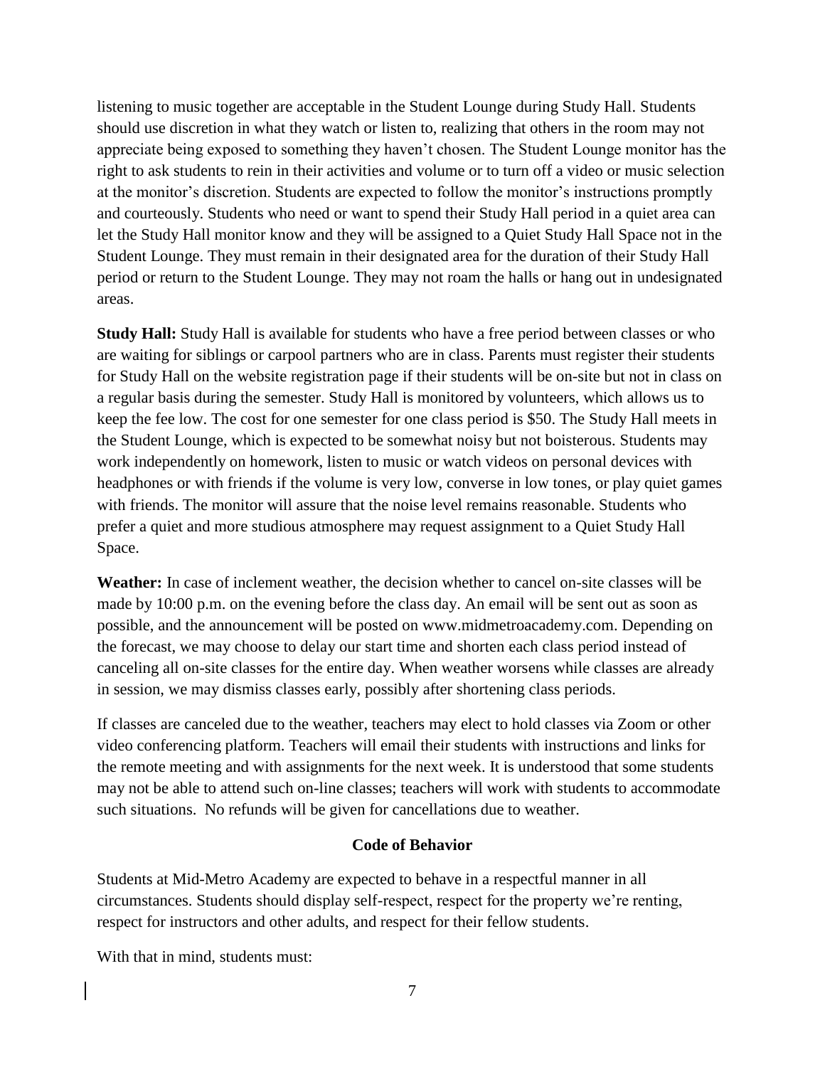listening to music together are acceptable in the Student Lounge during Study Hall. Students should use discretion in what they watch or listen to, realizing that others in the room may not appreciate being exposed to something they haven't chosen. The Student Lounge monitor has the right to ask students to rein in their activities and volume or to turn off a video or music selection at the monitor's discretion. Students are expected to follow the monitor's instructions promptly and courteously. Students who need or want to spend their Study Hall period in a quiet area can let the Study Hall monitor know and they will be assigned to a Quiet Study Hall Space not in the Student Lounge. They must remain in their designated area for the duration of their Study Hall period or return to the Student Lounge. They may not roam the halls or hang out in undesignated areas.

**Study Hall:** Study Hall is available for students who have a free period between classes or who are waiting for siblings or carpool partners who are in class. Parents must register their students for Study Hall on the website registration page if their students will be on-site but not in class on a regular basis during the semester. Study Hall is monitored by volunteers, which allows us to keep the fee low. The cost for one semester for one class period is $50. The Study Hall meets in the Student Lounge, which is expected to be somewhat noisy but not boisterous. Students may work independently on homework, listen to music or watch videos on personal devices with headphones or with friends if the volume is very low, converse in low tones, or play quiet games with friends. The monitor will assure that the noise level remains reasonable. Students who prefer a quiet and more studious atmosphere may request assignment to a Quiet Study Hall Space.

**Weather:** In case of inclement weather, the decision whether to cancel on-site classes will be made by 10:00 p.m. on the evening before the class day. An email will be sent out as soon as possible, and the announcement will be posted on www.midmetroacademy.com. Depending on the forecast, we may choose to delay our start time and shorten each class period instead of canceling all on-site classes for the entire day. When weather worsens while classes are already in session, we may dismiss classes early, possibly after shortening class periods.

If classes are canceled due to the weather, teachers may elect to hold classes via Zoom or other video conferencing platform. Teachers will email their students with instructions and links for the remote meeting and with assignments for the next week. It is understood that some students may not be able to attend such on-line classes; teachers will work with students to accommodate such situations. No refunds will be given for cancellations due to weather.

## Code of Behavior

Students at Mid-Metro Academy are expected to behave in a respectful manner in all circumstances. Students should display self-respect, respect for the property we're renting, respect for instructors and other adults, and respect for their fellow students.

With that in mind, students must: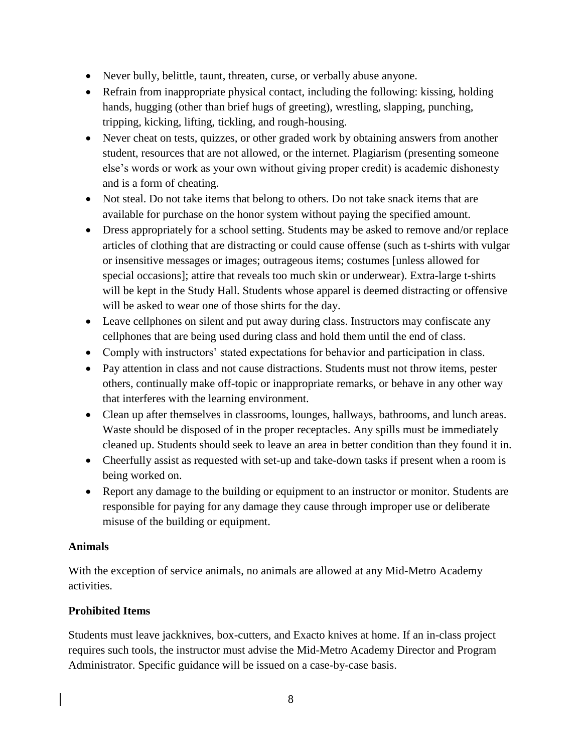- Never bully, belittle, taunt, threaten, curse, or verbally abuse anyone.
- Refrain from inappropriate physical contact, including the following: kissing, holding hands, hugging (other than brief hugs of greeting), wrestling, slapping, punching, tripping, kicking, lifting, tickling, and rough-housing.
- Never cheat on tests, quizzes, or other graded work by obtaining answers from another student, resources that are not allowed, or the internet. Plagiarism (presenting someone else's words or work as your own without giving proper credit) is academic dishonesty and is a form of cheating.
- Not steal. Do not take items that belong to others. Do not take snack items that are available for purchase on the honor system without paying the specified amount.
- Dress appropriately for a school setting. Students may be asked to remove and/or replace articles of clothing that are distracting or could cause offense (such as t-shirts with vulgar or insensitive messages or images; outrageous items; costumes [unless allowed for special occasions]; attire that reveals too much skin or underwear). Extra-large t-shirts will be kept in the Study Hall. Students whose apparel is deemed distracting or offensive will be asked to wear one of those shirts for the day.
- Leave cellphones on silent and put away during class. Instructors may confiscate any cellphones that are being used during class and hold them until the end of class.
- Comply with instructors' stated expectations for behavior and participation in class.
- Pay attention in class and not cause distractions. Students must not throw items, pester others, continually make off-topic or inappropriate remarks, or behave in any other way that interferes with the learning environment.
- Clean up after themselves in classrooms, lounges, hallways, bathrooms, and lunch areas. Waste should be disposed of in the proper receptacles. Any spills must be immediately cleaned up. Students should seek to leave an area in better condition than they found it in.
- Cheerfully assist as requested with set-up and take-down tasks if present when a room is being worked on.
- Report any damage to the building or equipment to an instructor or monitor. Students are responsible for paying for any damage they cause through improper use or deliberate misuse of the building or equipment.

**Animals**

With the exception of service animals, no animals are allowed at any Mid-Metro Academy activities.

**Prohibited Items**

Students must leave jackknives, box-cutters, and Exacto knives at home. If an in-class project requires such tools, the instructor must advise the Mid-Metro Academy Director and Program Administrator. Specific guidance will be issued on a case-by-case basis.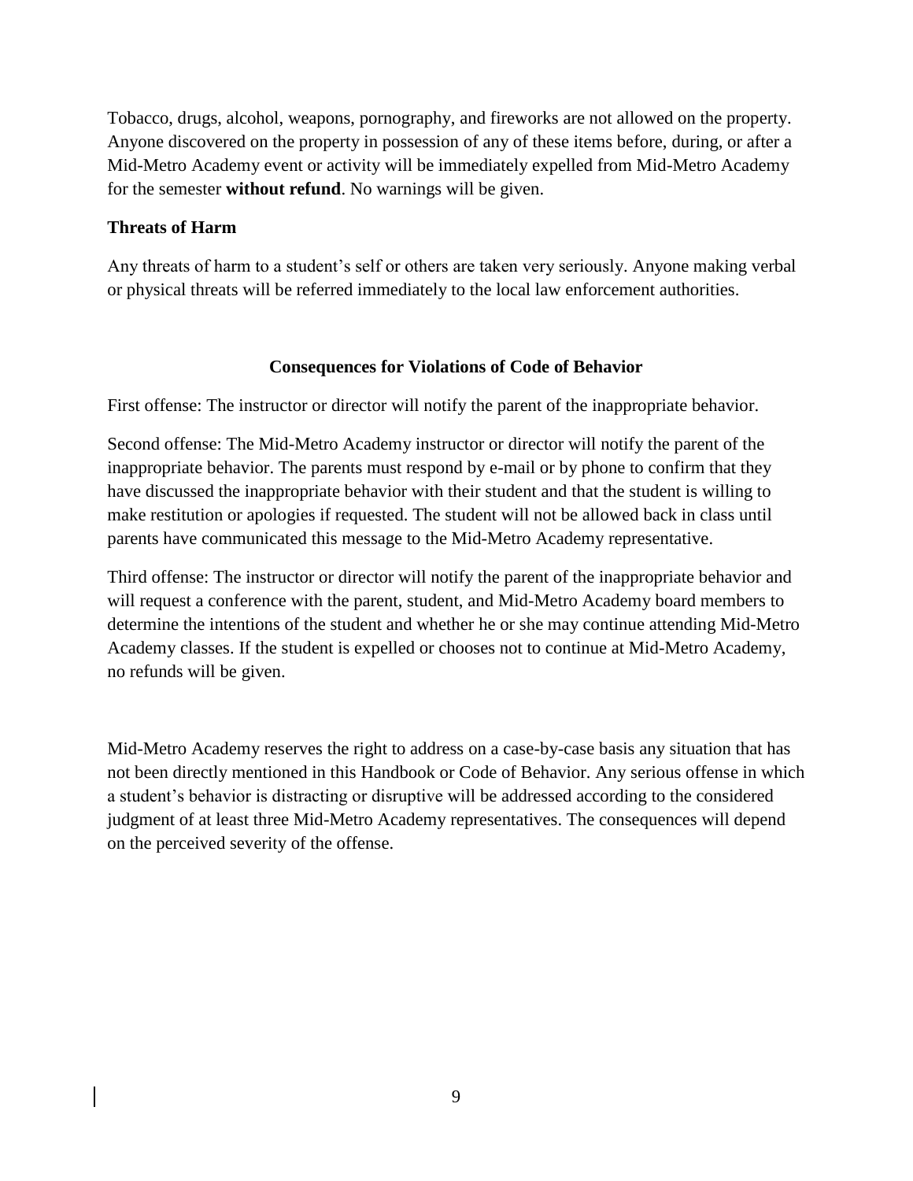Tobacco, drugs, alcohol, weapons, pornography, and fireworks are not allowed on the property. Anyone discovered on the property in possession of any of these items before, during, or after a Mid-Metro Academy event or activity will be immediately expelled from Mid-Metro Academy for the semester **without refund**. No warnings will be given.

### Threats of Harm

Any threats of harm to a student's self or others are taken very seriously. Anyone making verbal or physical threats will be referred immediately to the local law enforcement authorities.

## Consequences for Violations of Code of Behavior

First offense: The instructor or director will notify the parent of the inappropriate behavior.

Second offense: The Mid-Metro Academy instructor or director will notify the parent of the inappropriate behavior. The parents must respond by e-mail or by phone to confirm that they have discussed the inappropriate behavior with their student and that the student is willing to make restitution or apologies if requested. The student will not be allowed back in class until parents have communicated this message to the Mid-Metro Academy representative.

Third offense: The instructor or director will notify the parent of the inappropriate behavior and will request a conference with the parent, student, and Mid-Metro Academy board members to determine the intentions of the student and whether he or she may continue attending Mid-Metro Academy classes. If the student is expelled or chooses not to continue at Mid-Metro Academy, no refunds will be given.

Mid-Metro Academy reserves the right to address on a case-by-case basis any situation that has not been directly mentioned in this Handbook or Code of Behavior. Any serious offense in which a student's behavior is distracting or disruptive will be addressed according to the considered judgment of at least three Mid-Metro Academy representatives. The consequences will depend on the perceived severity of the offense.